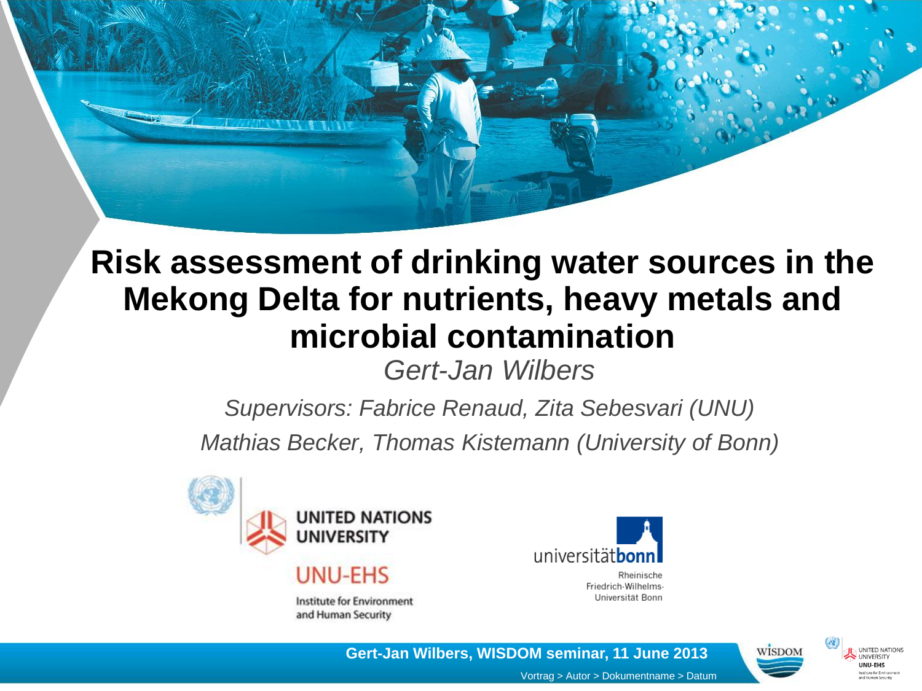# Risk assessment of drinking water sources in the Mekong Delta for nutrients, heavy metals and microbial contamination

*Gert-Jan Wilbers*

*Supervisors: Fabrice Renaud, Zita Sebesvari (UNU)*

*Mathias Becker, Thomas Kistemann (University of Bonn)*

UNITED NATIONS UNIVERSITY

UNU-EHS

Institute for Environment and Human Security

universitätbonn

Rheinische Friedrich-Wilhelms-Universität Bonn

**Gert-Jan Wilbers, WISDOM seminar, 11 June 2013**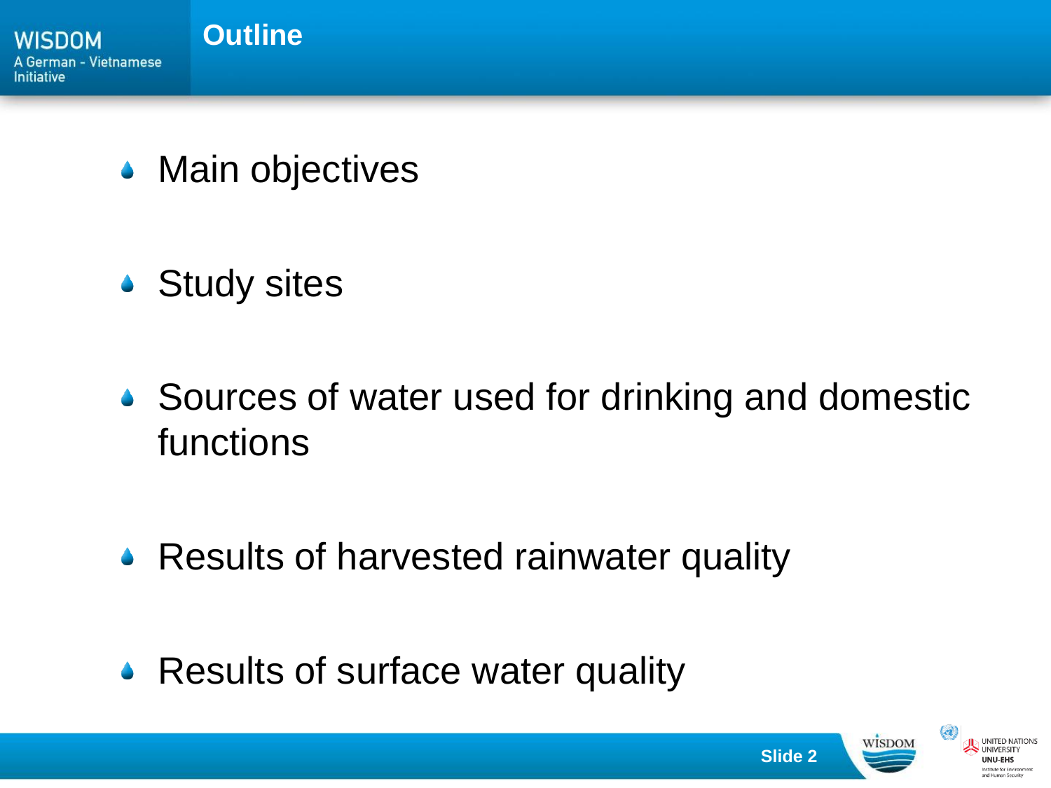# Outline

- Main objectives
- Study sites
- Sources of water used for drinking and domestic functions
- Results of harvested rainwater quality
- Results of surface water quality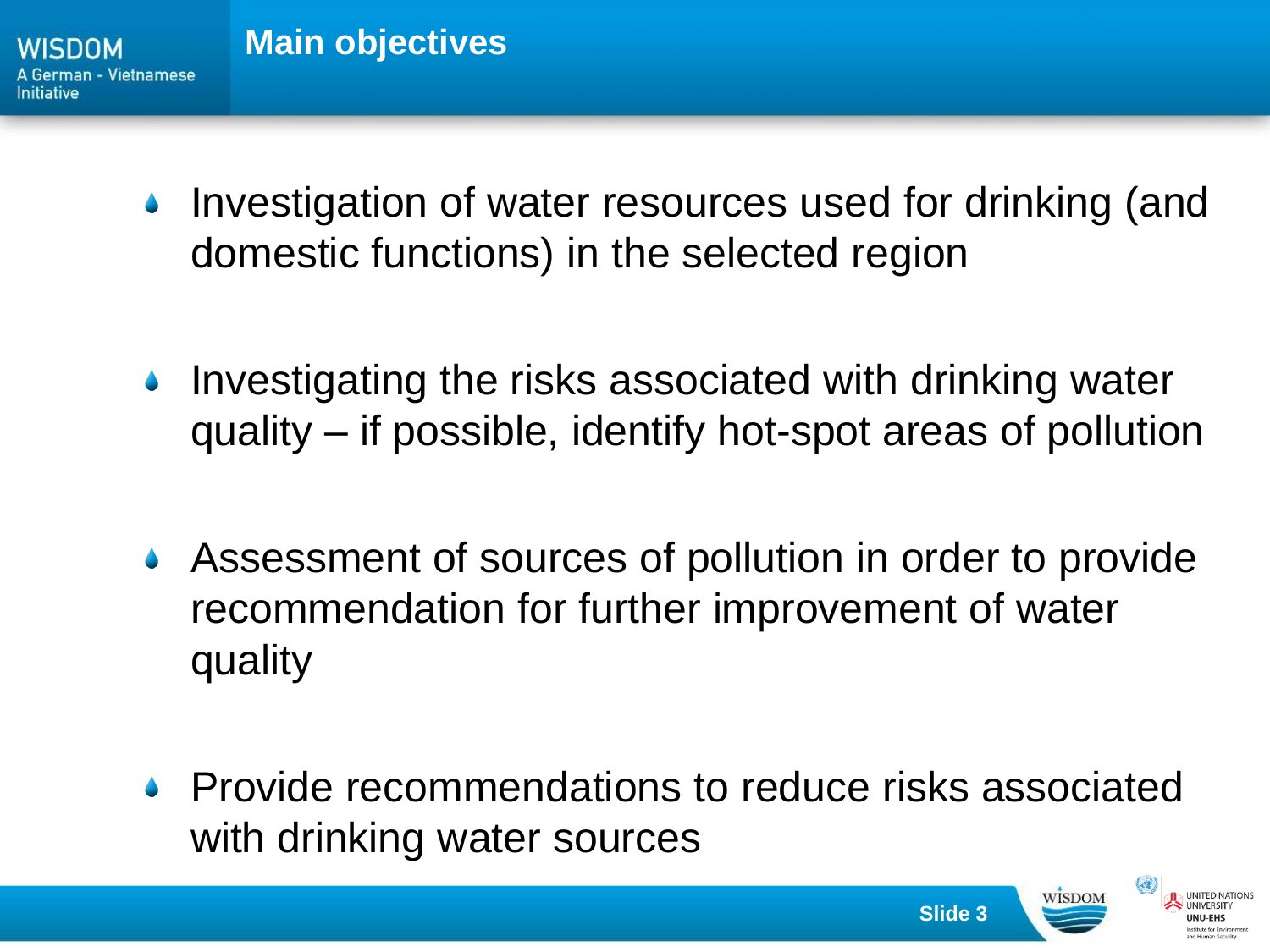## Main objectives

- Investigation of water resources used for drinking (and domestic functions) in the selected region
- Investigating the risks associated with drinking water quality – if possible, identify hot-spot areas of pollution
- Assessment of sources of pollution in order to provide recommendation for further improvement of water quality
- Provide recommendations to reduce risks associated with drinking water sources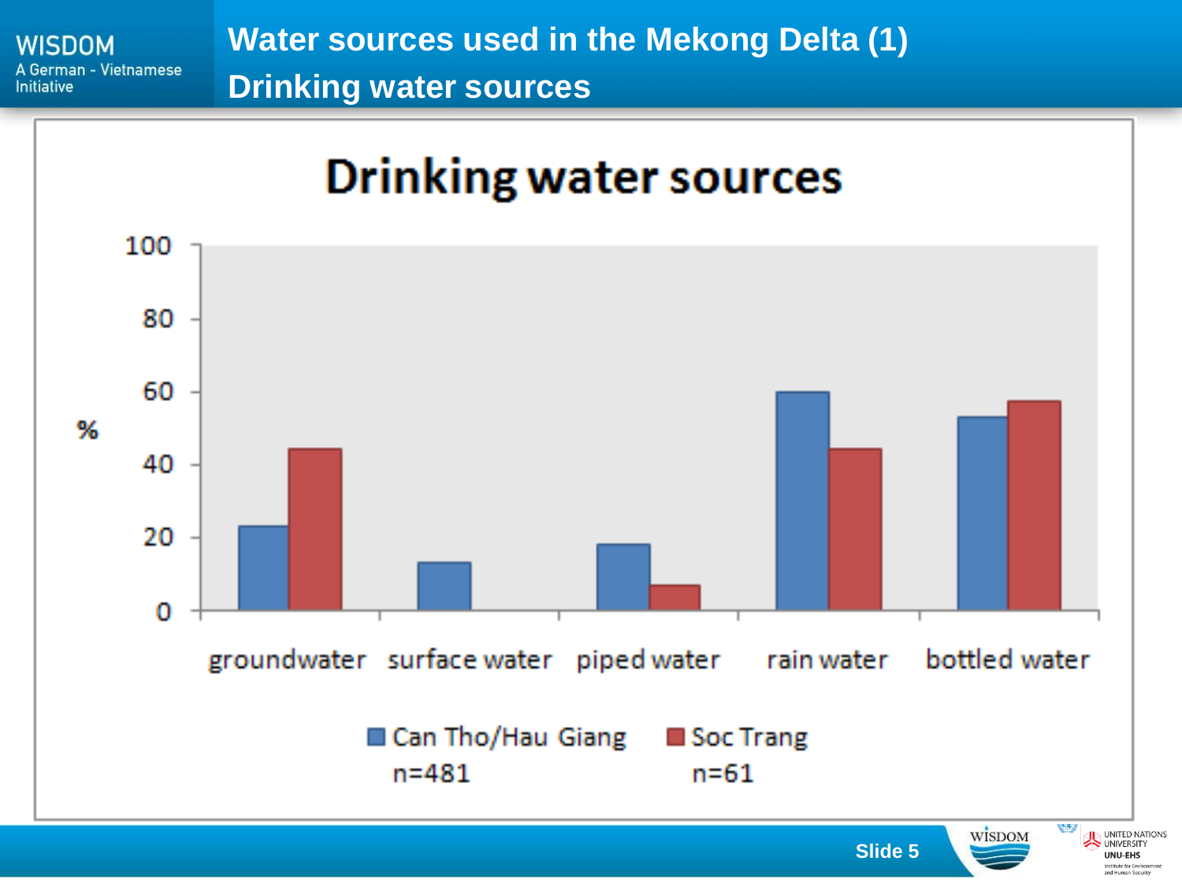# Water sources used in the Mekong Delta (1)

## Drinking water sources

**Drinking water sources**

% (y-axis: 0–100)

Categories: groundwater, surface water, piped water, rain water, bottled water

Legend: Can Tho/Hau Giang n=481; Soc Trang n=61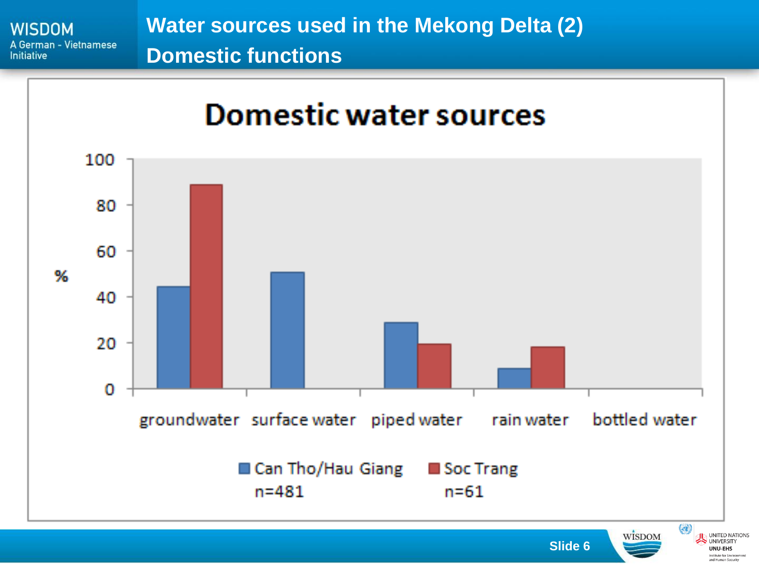# Water sources used in the Mekong Delta (2)
## Domestic functions

**Domestic water sources**

| % | groundwater | surface water | piped water | rain water | bottled water |
|---|---|---|---|---|---|
| Can Tho/Hau Giang n=481 | ~44 | ~50 | ~28 | ~8 | 0 |
| Soc Trang n=61 | ~88 | 0 | ~19 | ~18 | 0 |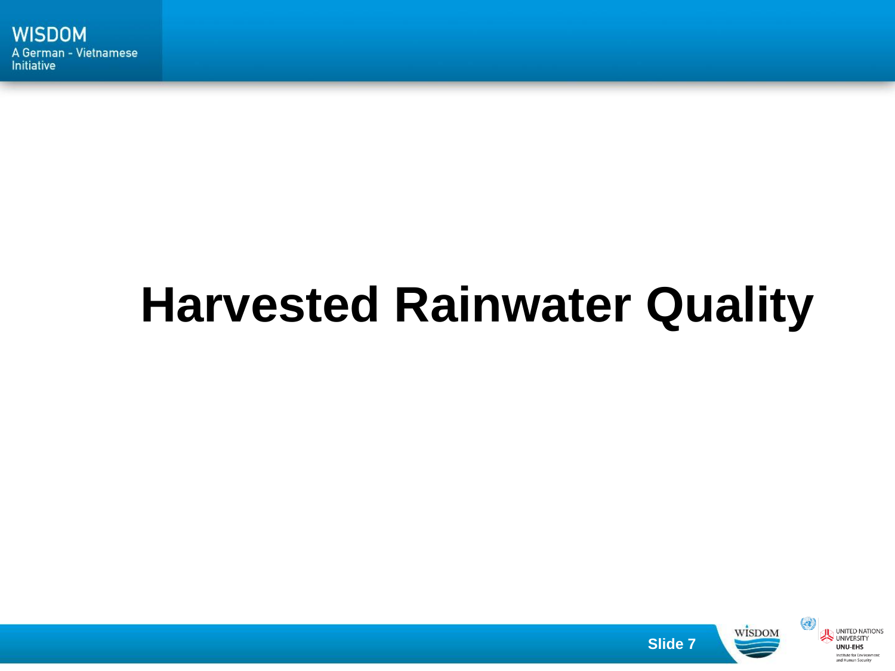# Harvested Rainwater Quality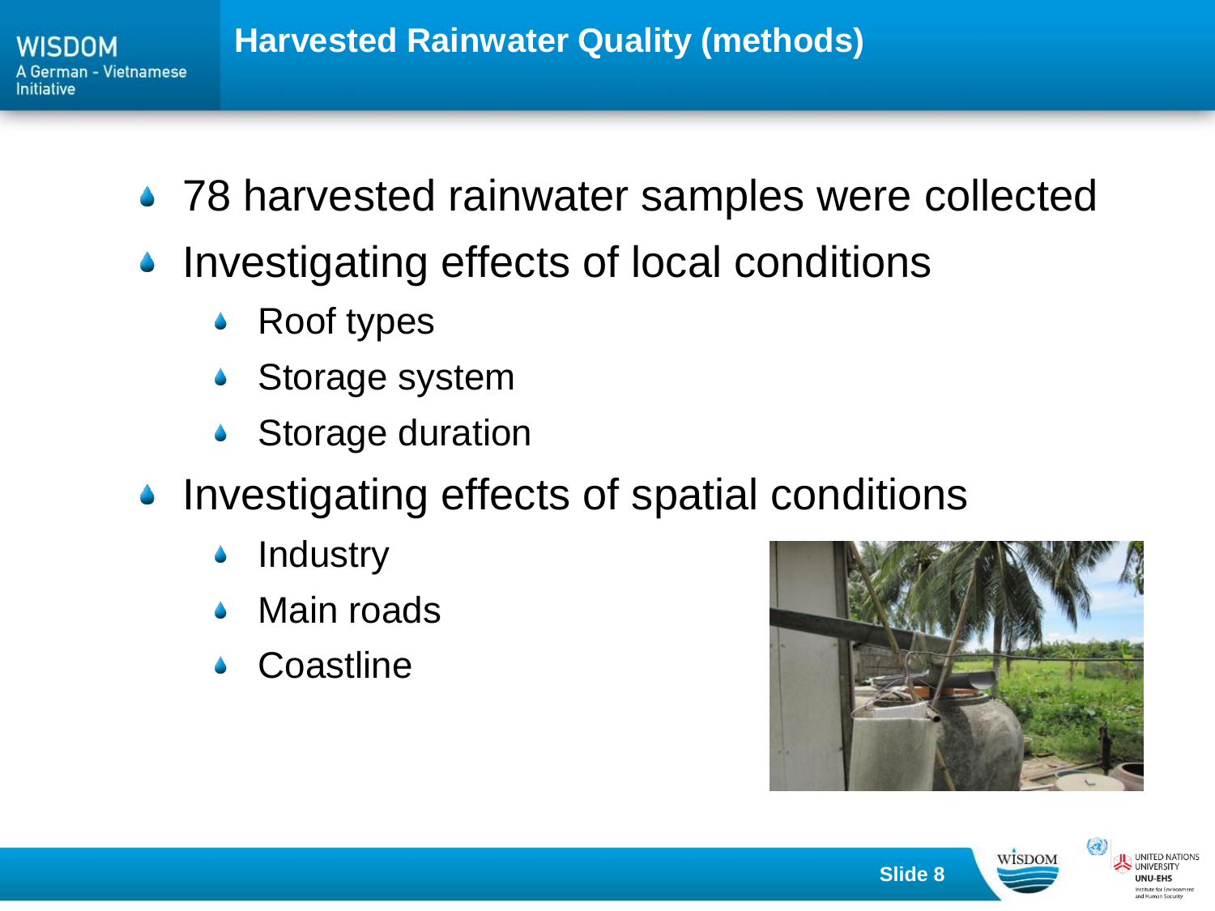# Harvested Rainwater Quality (methods)

- 78 harvested rainwater samples were collected
- Investigating effects of local conditions
  - Roof types
  - Storage system
  - Storage duration
- Investigating effects of spatial conditions
  - Industry
  - Main roads
  - Coastline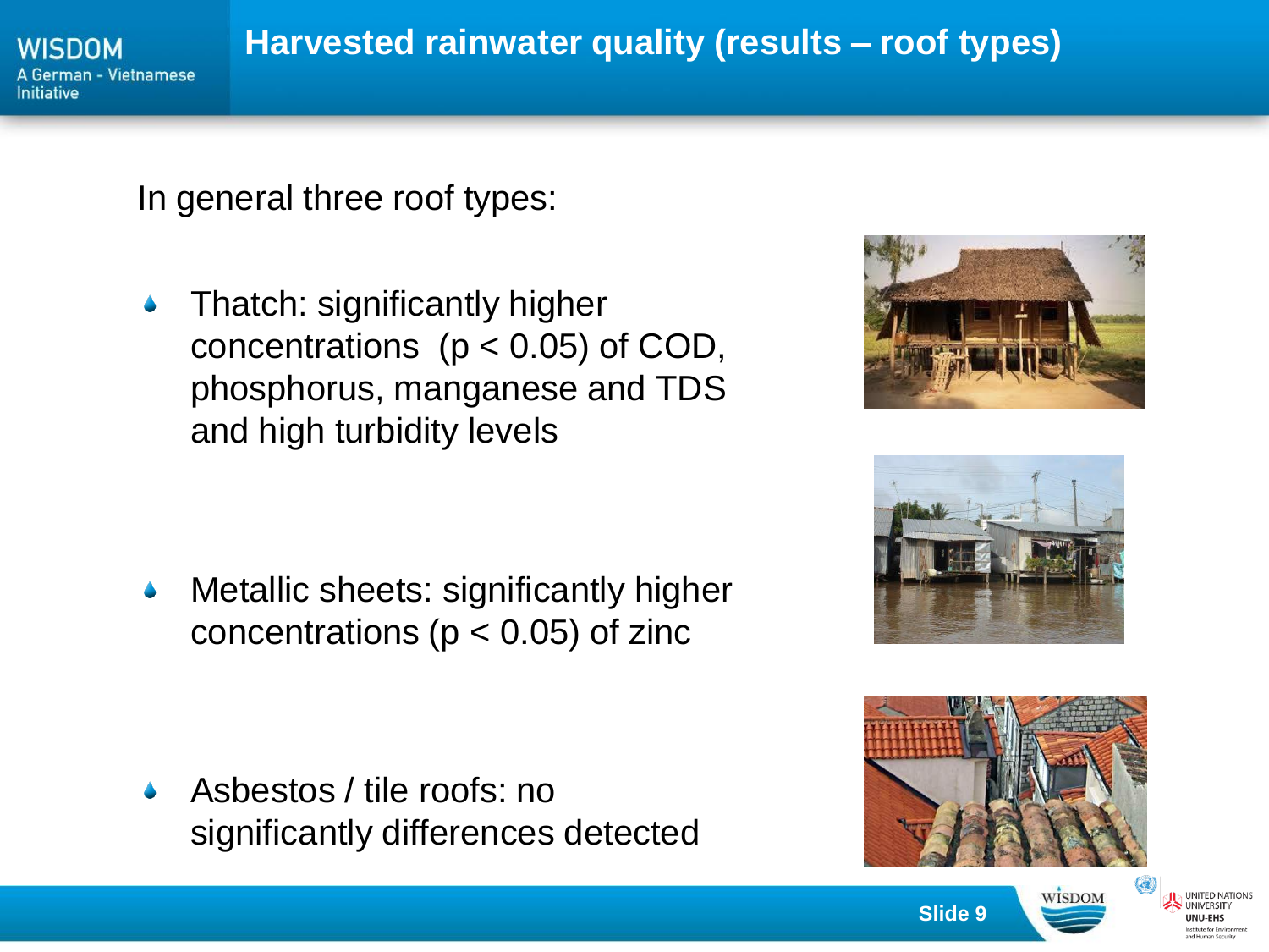# Harvested rainwater quality (results – roof types)

In general three roof types:

- Thatch: significantly higher concentrations ($p < 0.05$) of COD, phosphorus, manganese and TDS and high turbidity levels

- Metallic sheets: significantly higher concentrations ($p < 0.05$) of zinc

- Asbestos / tile roofs: no significantly differences detected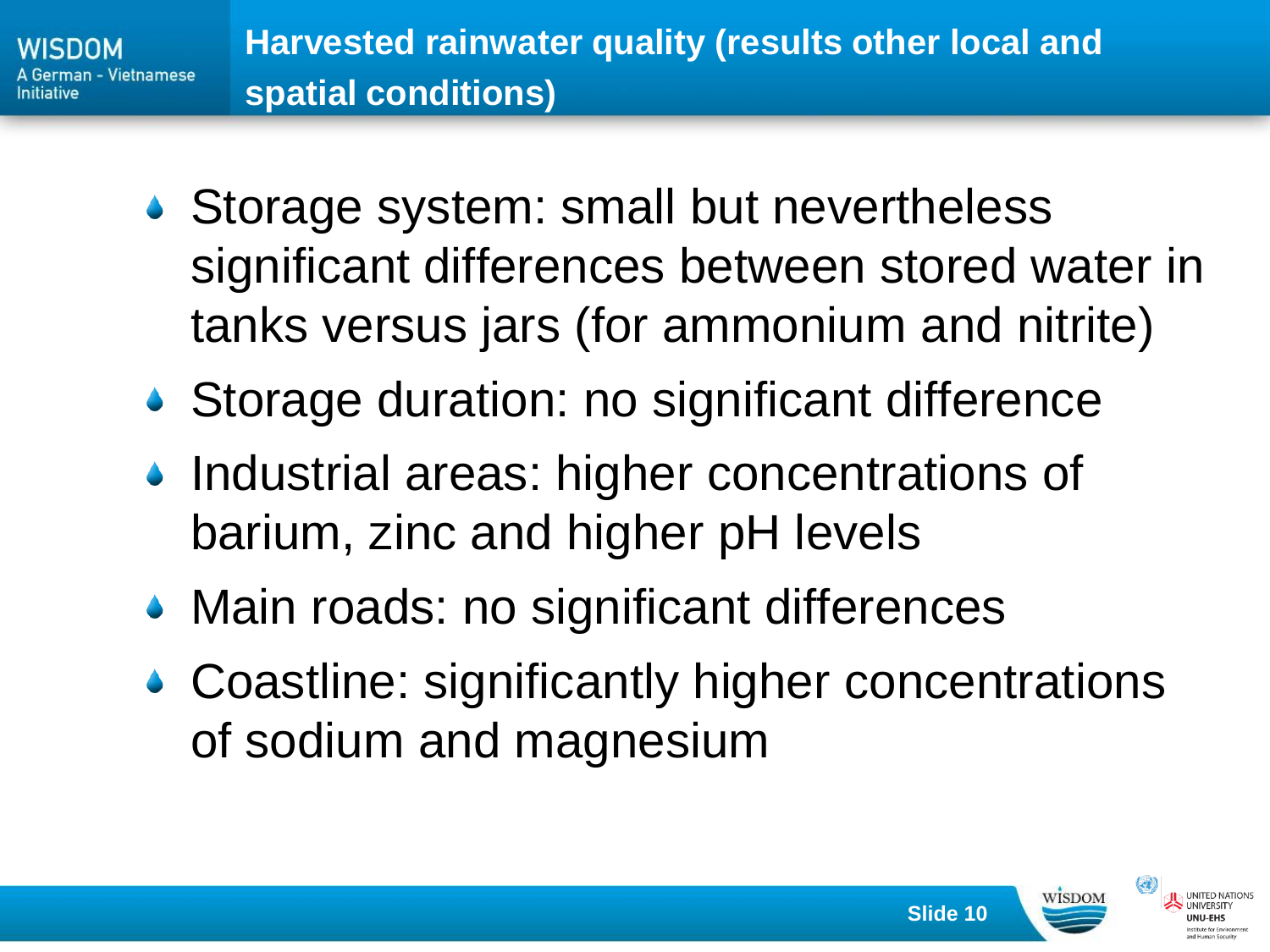# Harvested rainwater quality (results other local and spatial conditions)

- Storage system: small but nevertheless significant differences between stored water in tanks versus jars (for ammonium and nitrite)
- Storage duration: no significant difference
- Industrial areas: higher concentrations of barium, zinc and higher pH levels
- Main roads: no significant differences
- Coastline: significantly higher concentrations of sodium and magnesium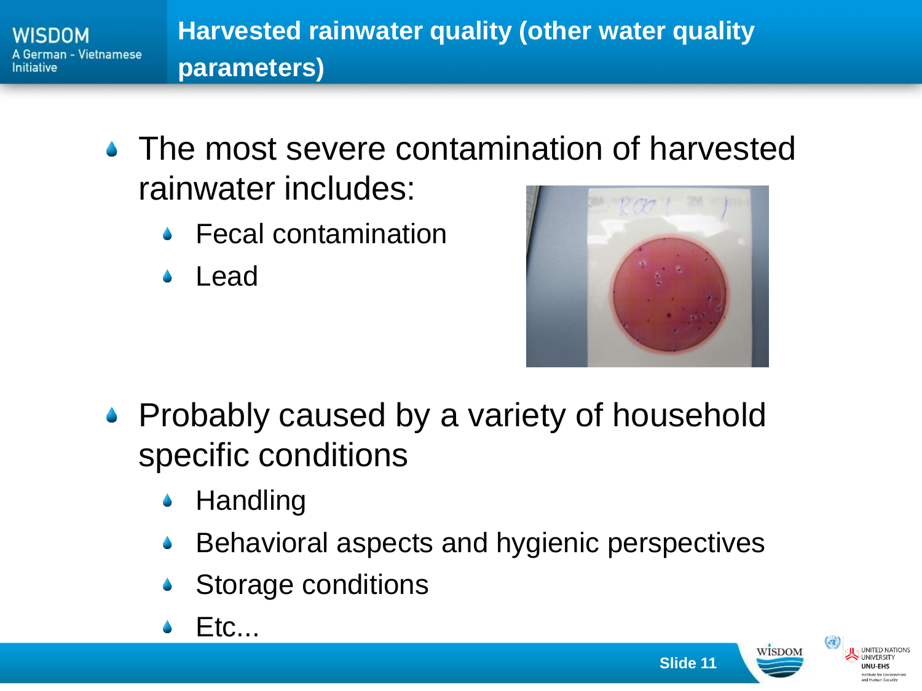## Harvested rainwater quality (other water quality parameters)

- The most severe contamination of harvested rainwater includes:
  - Fecal contamination
  - Lead
- Probably caused by a variety of household specific conditions
  - Handling
  - Behavioral aspects and hygienic perspectives
  - Storage conditions
  - Etc...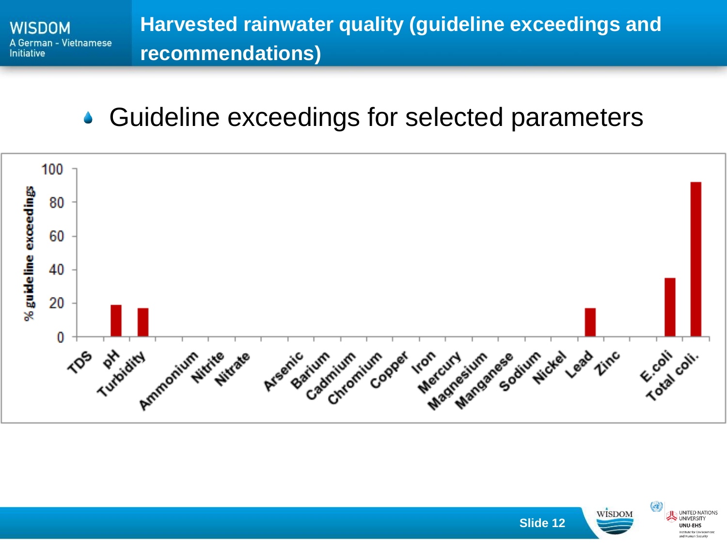# Harvested rainwater quality (guideline exceedings and recommendations)

- Guideline exceedings for selected parameters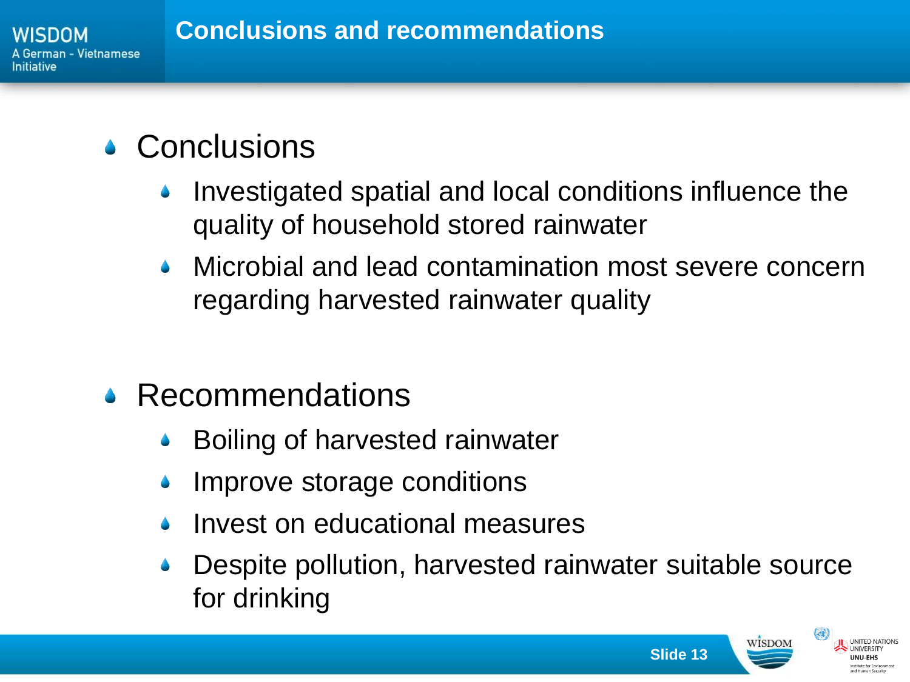# Conclusions and recommendations

- Conclusions
  - Investigated spatial and local conditions influence the quality of household stored rainwater
  - Microbial and lead contamination most severe concern regarding harvested rainwater quality
- Recommendations
  - Boiling of harvested rainwater
  - Improve storage conditions
  - Invest on educational measures
  - Despite pollution, harvested rainwater suitable source for drinking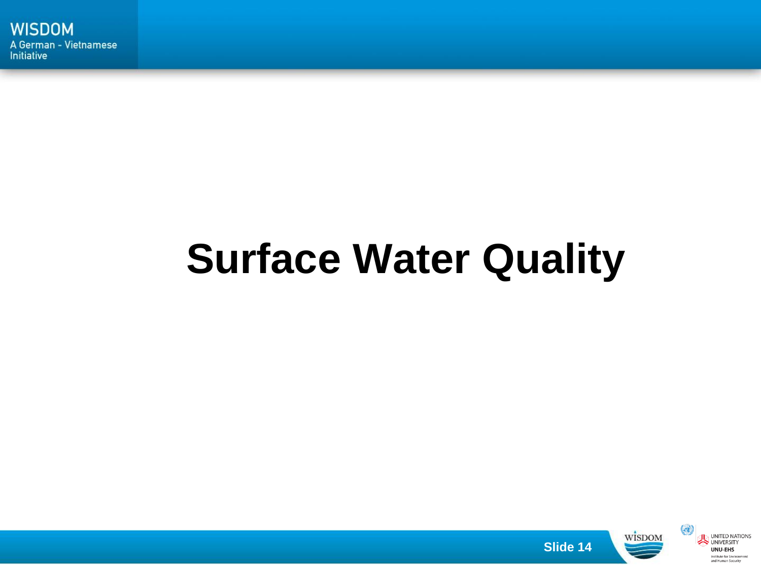# Surface Water Quality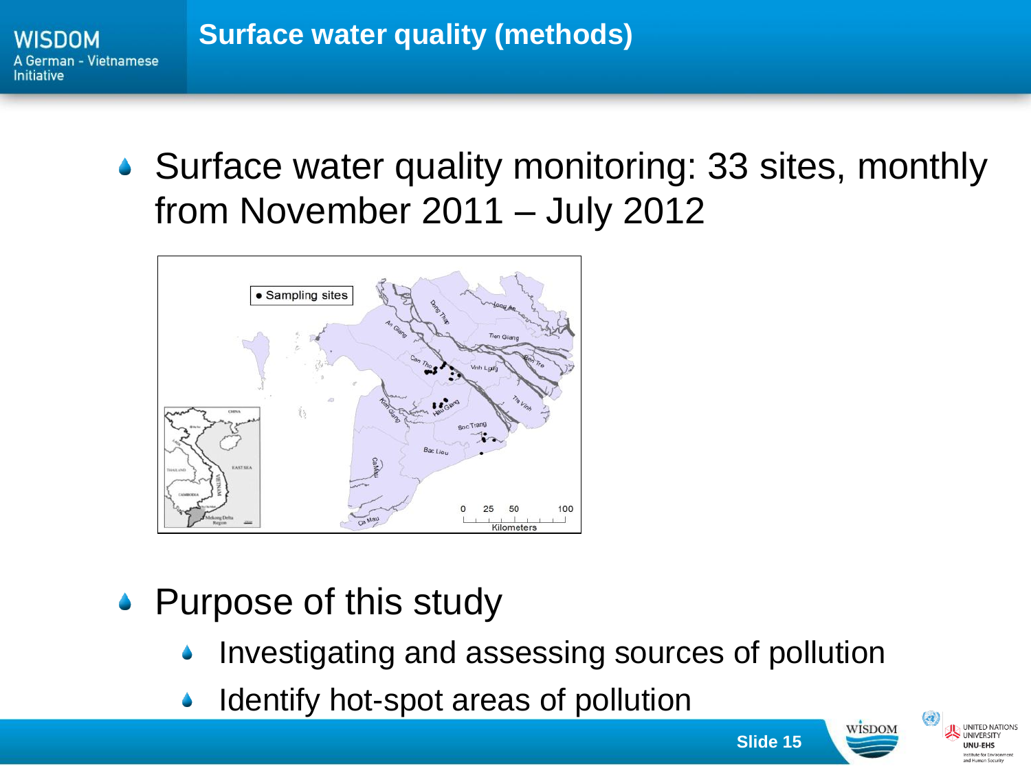# Surface water quality (methods)

- Surface water quality monitoring: 33 sites, monthly from November 2011 – July 2012

- Purpose of this study
  - Investigating and assessing sources of pollution
  - Identify hot-spot areas of pollution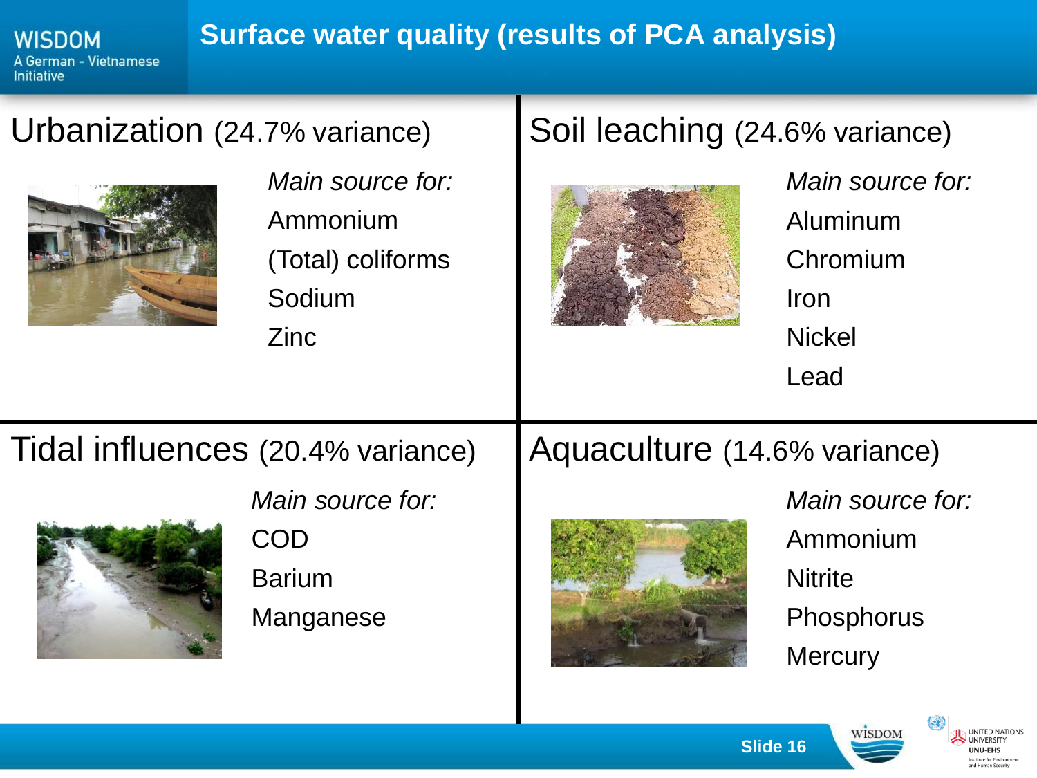# Surface water quality (results of PCA analysis)

## Urbanization (24.7% variance)

*Main source for:*

- Ammonium
- (Total) coliforms
- Sodium
- Zinc

## Soil leaching (24.6% variance)

*Main source for:*

- Aluminum
- Chromium
- Iron
- Nickel
- Lead

## Tidal influences (20.4% variance)

*Main source for:*

- COD
- Barium
- Manganese

## Aquaculture (14.6% variance)

*Main source for:*

- Ammonium
- Nitrite
- Phosphorus
- Mercury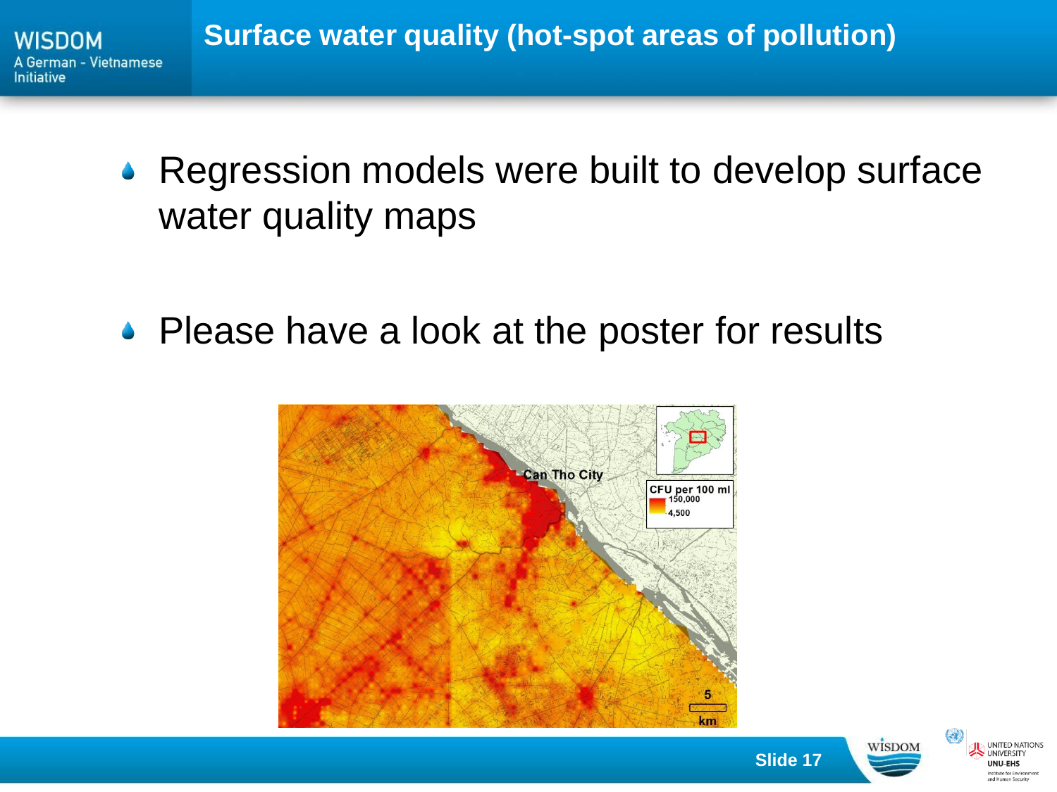# Surface water quality (hot-spot areas of pollution)

- Regression models were built to develop surface water quality maps
- Please have a look at the poster for results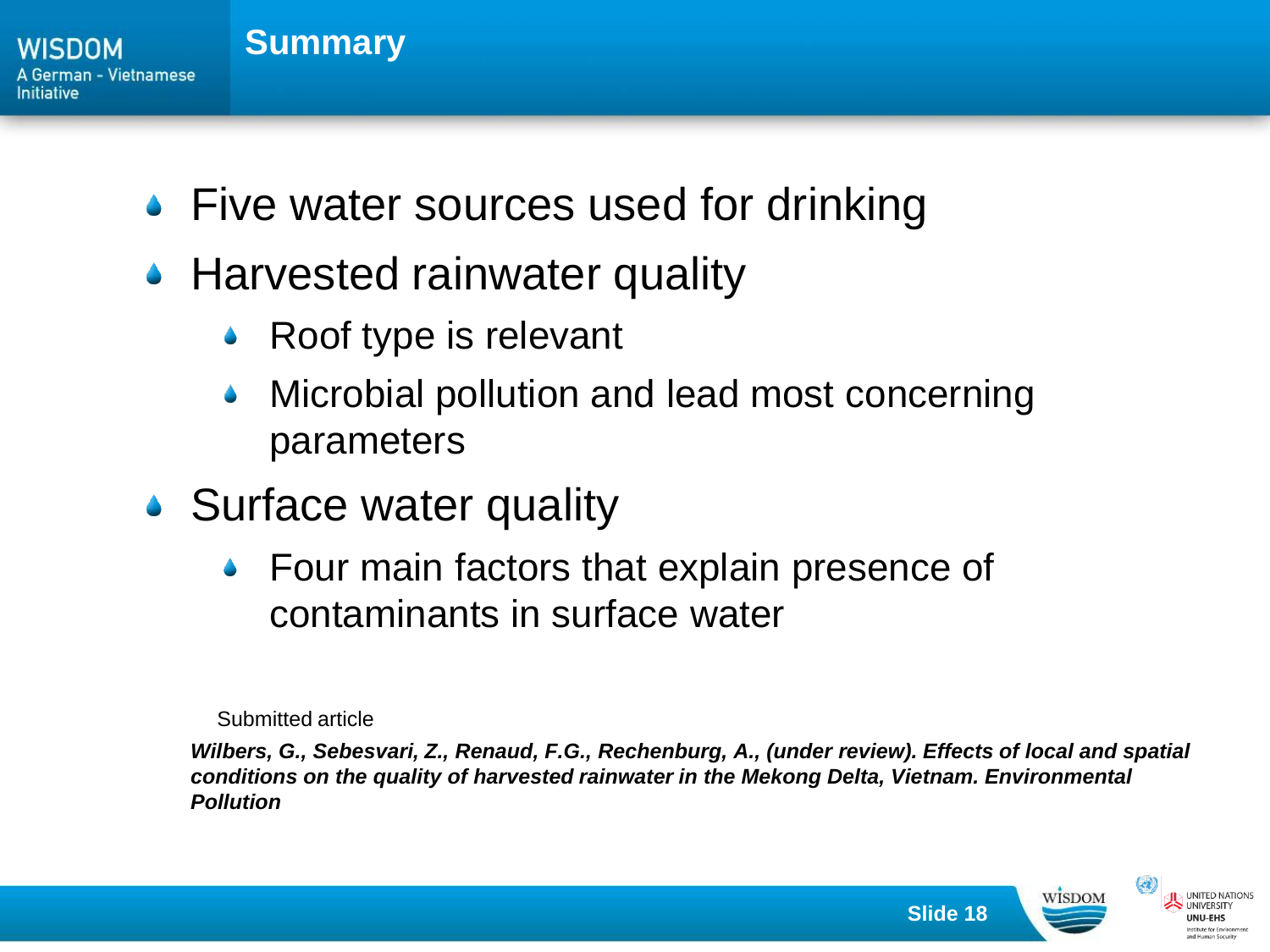# Summary

- Five water sources used for drinking
- Harvested rainwater quality
  - Roof type is relevant
  - Microbial pollution and lead most concerning parameters
- Surface water quality
  - Four main factors that explain presence of contaminants in surface water

Submitted article

***Wilbers, G., Sebesvari, Z., Renaud, F.G., Rechenburg, A., (under review). Effects of local and spatial conditions on the quality of harvested rainwater in the Mekong Delta, Vietnam. Environmental Pollution***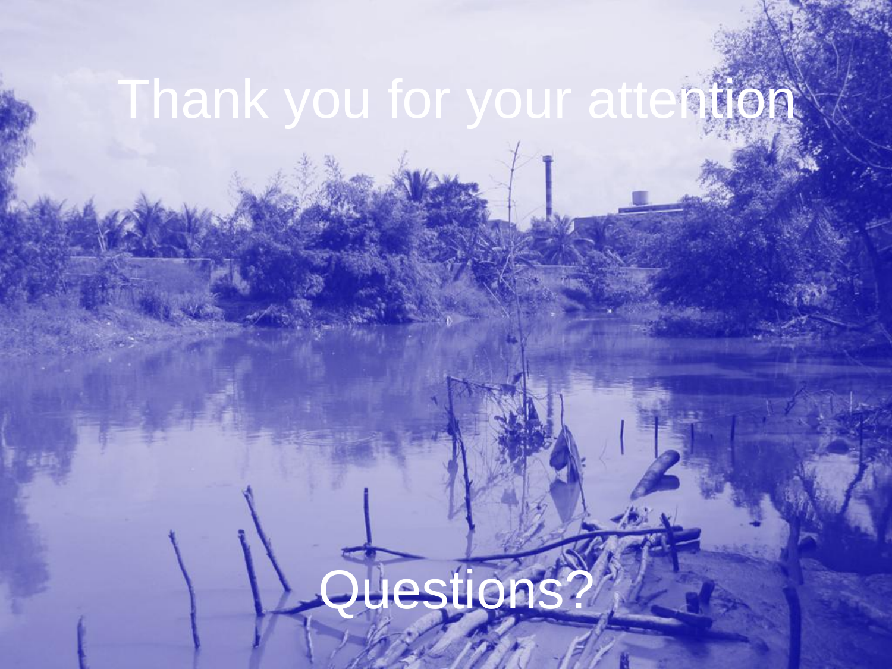Thank you for your attention

Questions?